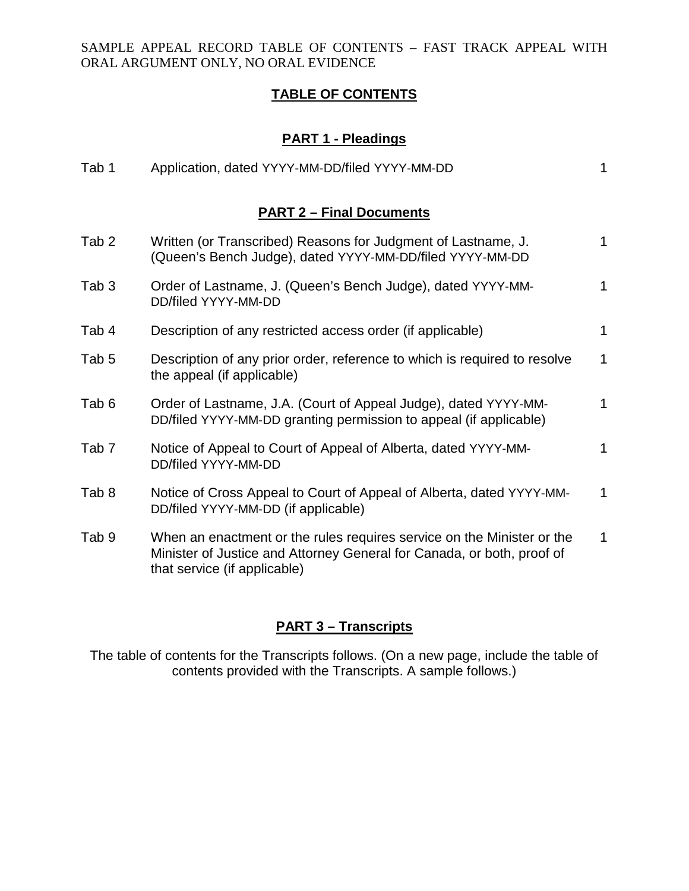SAMPLE APPEAL RECORD TABLE OF CONTENTS – FAST TRACK APPEAL WITH ORAL ARGUMENT ONLY, NO ORAL EVIDENCE

# TABLE OF CONTENTS

## PART 1 - Pleadings

| | | |
|---|---|---|
| Tab 1 | Application, dated YYYY-MM-DD/filed YYYY-MM-DD | 1 |

## PART 2 – Final Documents

| | | |
|---|---|---|
| Tab 2 | Written (or Transcribed) Reasons for Judgment of Lastname, J. (Queen's Bench Judge), dated YYYY-MM-DD/filed YYYY-MM-DD | 1 |
| Tab 3 | Order of Lastname, J. (Queen's Bench Judge), dated YYYY-MM-DD/filed YYYY-MM-DD | 1 |
| Tab 4 | Description of any restricted access order (if applicable) | 1 |
| Tab 5 | Description of any prior order, reference to which is required to resolve the appeal (if applicable) | 1 |
| Tab 6 | Order of Lastname, J.A. (Court of Appeal Judge), dated YYYY-MM-DD/filed YYYY-MM-DD granting permission to appeal (if applicable) | 1 |
| Tab 7 | Notice of Appeal to Court of Appeal of Alberta, dated YYYY-MM-DD/filed YYYY-MM-DD | 1 |
| Tab 8 | Notice of Cross Appeal to Court of Appeal of Alberta, dated YYYY-MM-DD/filed YYYY-MM-DD (if applicable) | 1 |
| Tab 9 | When an enactment or the rules requires service on the Minister or the Minister of Justice and Attorney General for Canada, or both, proof of that service (if applicable) | 1 |

## PART 3 – Transcripts

The table of contents for the Transcripts follows. (On a new page, include the table of contents provided with the Transcripts. A sample follows.)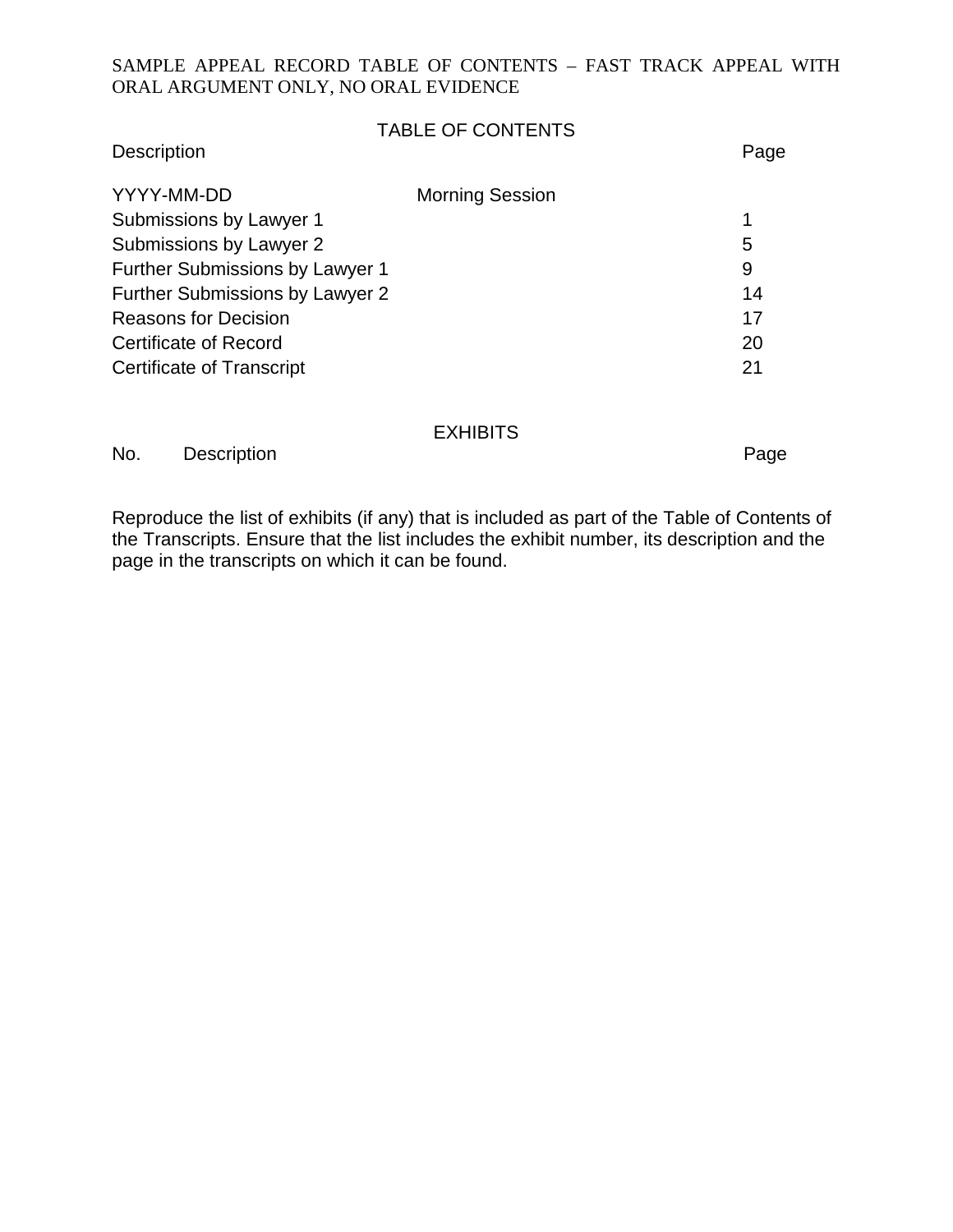SAMPLE APPEAL RECORD TABLE OF CONTENTS – FAST TRACK APPEAL WITH ORAL ARGUMENT ONLY, NO ORAL EVIDENCE

## TABLE OF CONTENTS

| Description | | Page |
| --- | --- | --- |
| YYYY-MM-DD | Morning Session | |
| Submissions by Lawyer 1 | | 1 |
| Submissions by Lawyer 2 | | 5 |
| Further Submissions by Lawyer 1 | | 9 |
| Further Submissions by Lawyer 2 | | 14 |
| Reasons for Decision | | 17 |
| Certificate of Record | | 20 |
| Certificate of Transcript | | 21 |

## EXHIBITS

| No. | Description | Page |
| --- | --- | --- |

Reproduce the list of exhibits (if any) that is included as part of the Table of Contents of the Transcripts. Ensure that the list includes the exhibit number, its description and the page in the transcripts on which it can be found.